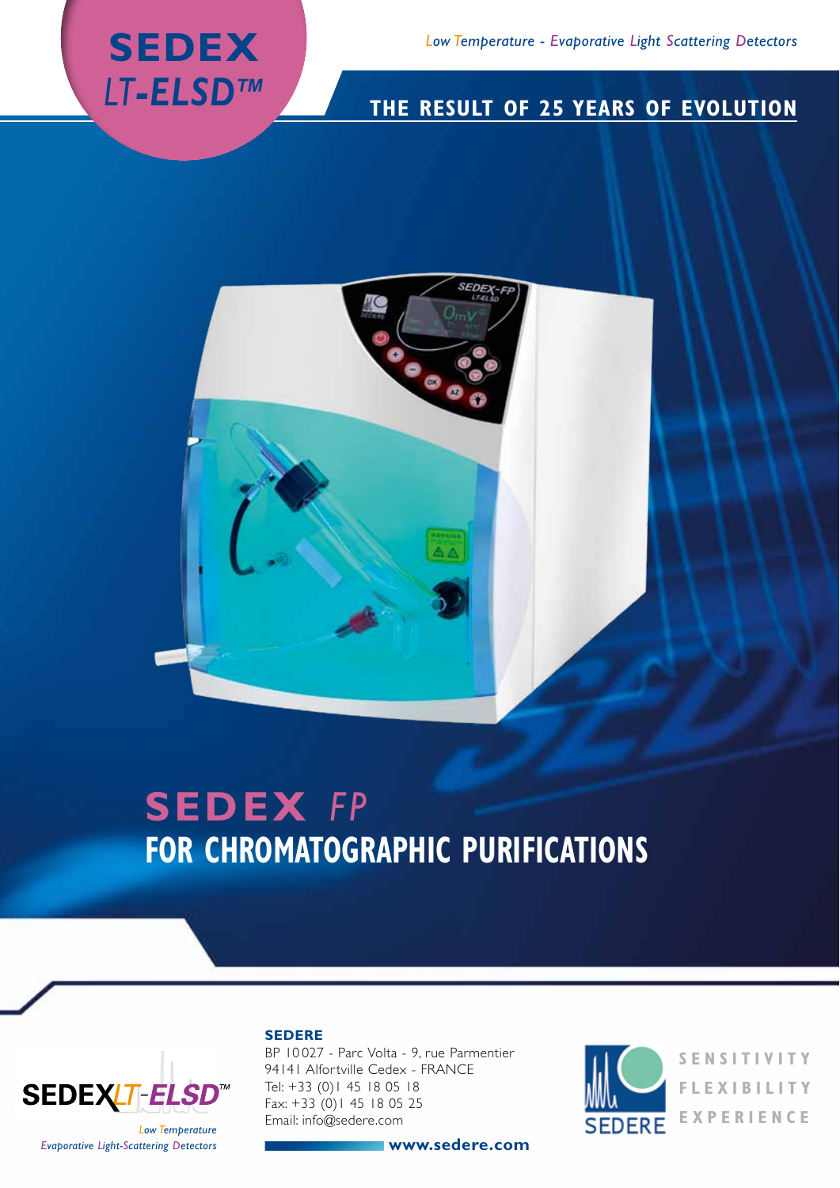# SEDEX *LT-ELSD™*

*Low Temperature - Evaporative Light Scattering Detectors*

## THE RESULT OF 25 YEARS OF EVOLUTION

# SEDEX *FP*
## FOR CHROMATOGRAPHIC PURIFICATIONS

SEDEX *LT-ELSD™*
*Low Temperature Evaporative Light-Scattering Detectors*

**SEDERE**
BP 10027 - Parc Volta - 9, rue Parmentier
94141 Alfortville Cedex - FRANCE
Tel: +33 (0)1 45 18 05 18
Fax: +33 (0)1 45 18 05 25
Email: info@sedere.com

**www.sedere.com**

SEDERE

SENSITIVITY
FLEXIBILITY
EXPERIENCE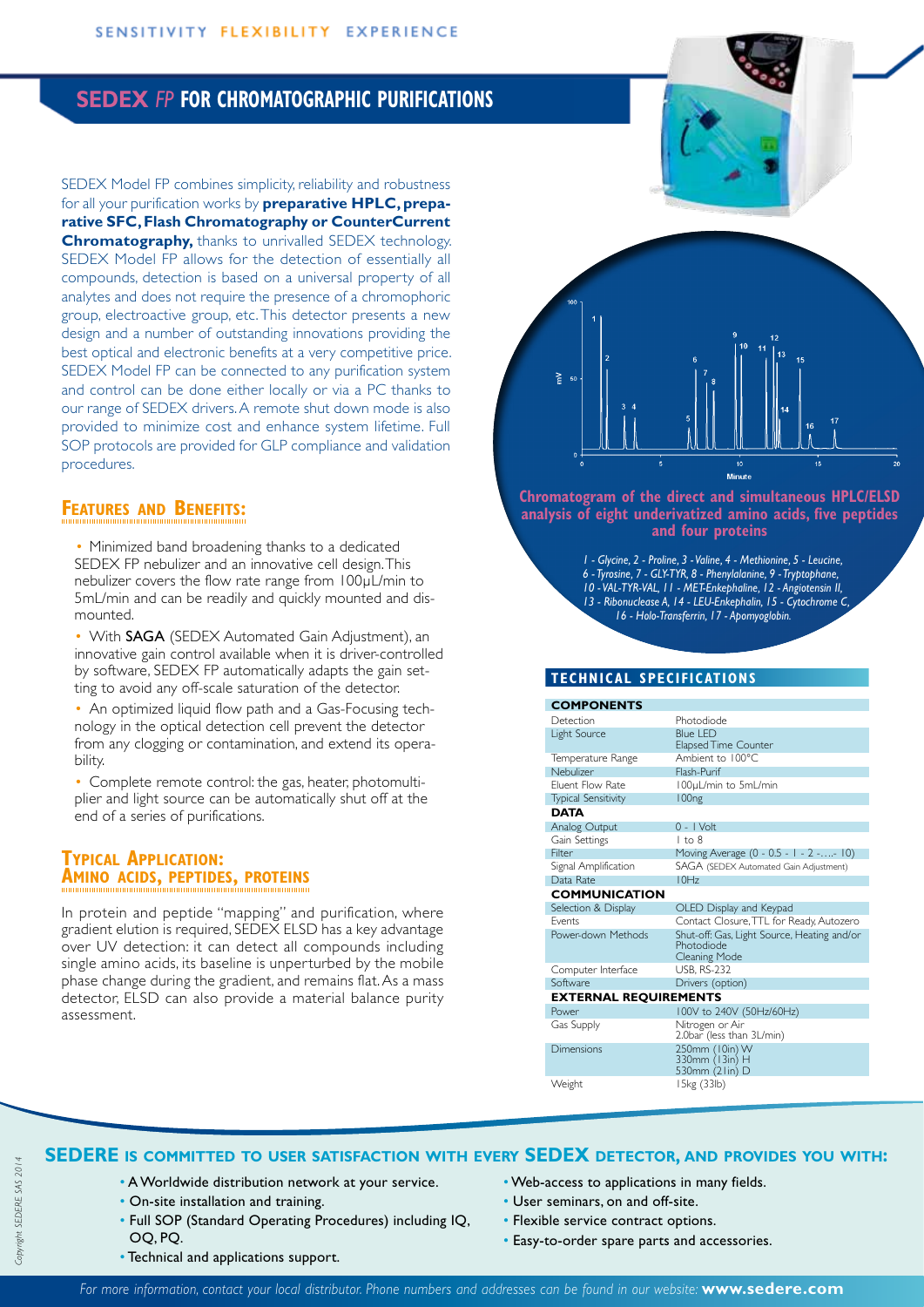SENSITIVITY FLEXIBILITY EXPERIENCE

## SEDEX *FP* FOR CHROMATOGRAPHIC PURIFICATIONS

SEDEX Model FP combines simplicity, reliability and robustness for all your purification works by **preparative HPLC, preparative SFC, Flash Chromatography or CounterCurrent Chromatography,** thanks to unrivalled SEDEX technology. SEDEX Model FP allows for the detection of essentially all compounds, detection is based on a universal property of all analytes and does not require the presence of a chromophoric group, electroactive group, etc. This detector presents a new design and a number of outstanding innovations providing the best optical and electronic benefits at a very competitive price. SEDEX Model FP can be connected to any purification system and control can be done either locally or via a PC thanks to our range of SEDEX drivers. A remote shut down mode is also provided to minimize cost and enhance system lifetime. Full SOP protocols are provided for GLP compliance and validation procedures.

### FEATURES AND BENEFITS:

- Minimized band broadening thanks to a dedicated SEDEX FP nebulizer and an innovative cell design. This nebulizer covers the flow rate range from 100µL/min to 5mL/min and can be readily and quickly mounted and dismounted.
- With SAGA (SEDEX Automated Gain Adjustment), an innovative gain control available when it is driver-controlled by software, SEDEX FP automatically adapts the gain setting to avoid any off-scale saturation of the detector.
- An optimized liquid flow path and a Gas-Focusing technology in the optical detection cell prevent the detector from any clogging or contamination, and extend its operability.
- Complete remote control: the gas, heater, photomultiplier and light source can be automatically shut off at the end of a series of purifications.

### TYPICAL APPLICATION: AMINO ACIDS, PEPTIDES, PROTEINS

In protein and peptide "mapping" and purification, where gradient elution is required, SEDEX ELSD has a key advantage over UV detection: it can detect all compounds including single amino acids, its baseline is unperturbed by the mobile phase change during the gradient, and remains flat. As a mass detector, ELSD can also provide a material balance purity assessment.

mV
100
50
0
1 2 3 4 5 6 7 8 9 10 11 12 13 14 15 16 17
0 5 10 15 20
Minute

**Chromatogram of the direct and simultaneous HPLC/ELSD analysis of eight underivatized amino acids, five peptides and four proteins**

*1 - Glycine, 2 - Proline, 3 - Valine, 4 - Methionine, 5 - Leucine, 6 - Tyrosine, 7 - GLY-TYR, 8 - Phenylalanine, 9 - Tryptophane, 10 - VAL-TYR-VAL, 11 - MET-Enkephaline, 12 - Angiotensin II, 13 - Ribonuclease A, 14 - LEU-Enkephalin, 15 - Cytochrome C, 16 - Holo-Transferrin, 17 - Apomyoglobin.*

### TECHNICAL SPECIFICATIONS

| | |
|---|---|
| **COMPONENTS** | |
| Detection | Photodiode |
| Light Source | Blue LED<br>Elapsed Time Counter |
| Temperature Range | Ambient to 100°C |
| Nebulizer | Flash-Purif |
| Eluent Flow Rate | 100µL/min to 5mL/min |
| Typical Sensitivity | 100ng |
| **DATA** | |
| Analog Output | 0 - 1 Volt |
| Gain Settings | 1 to 8 |
| Filter | Moving Average (0 - 0.5 - 1 - 2 -….- 10) |
| Signal Amplification | SAGA (SEDEX Automated Gain Adjustment) |
| Data Rate | 10Hz |
| **COMMUNICATION** | |
| Selection & Display | OLED Display and Keypad |
| Events | Contact Closure, TTL for Ready, Autozero |
| Power-down Methods | Shut-off: Gas, Light Source, Heating and/or Photodiode<br>Cleaning Mode |
| Computer Interface | USB, RS-232 |
| Software | Drivers (option) |
| **EXTERNAL REQUIREMENTS** | |
| Power | 100V to 240V (50Hz/60Hz) |
| Gas Supply | Nitrogen or Air<br>2.0bar (less than 3L/min) |
| Dimensions | 250mm (10in) W<br>330mm (13in) H<br>530mm (21in) D |
| Weight | 15kg (33lb) |

### SEDERE IS COMMITTED TO USER SATISFACTION WITH EVERY SEDEX DETECTOR, AND PROVIDES YOU WITH:

- A Worldwide distribution network at your service.
- On-site installation and training.
- Full SOP (Standard Operating Procedures) including IQ, OQ, PQ.
- Technical and applications support.
- Web-access to applications in many fields.
- User seminars, on and off-site.
- Flexible service contract options.
- Easy-to-order spare parts and accessories.

*Copyright SEDERE SAS 2014*

*For more information, contact your local distributor. Phone numbers and addresses can be found in our website:* **www.sedere.com**